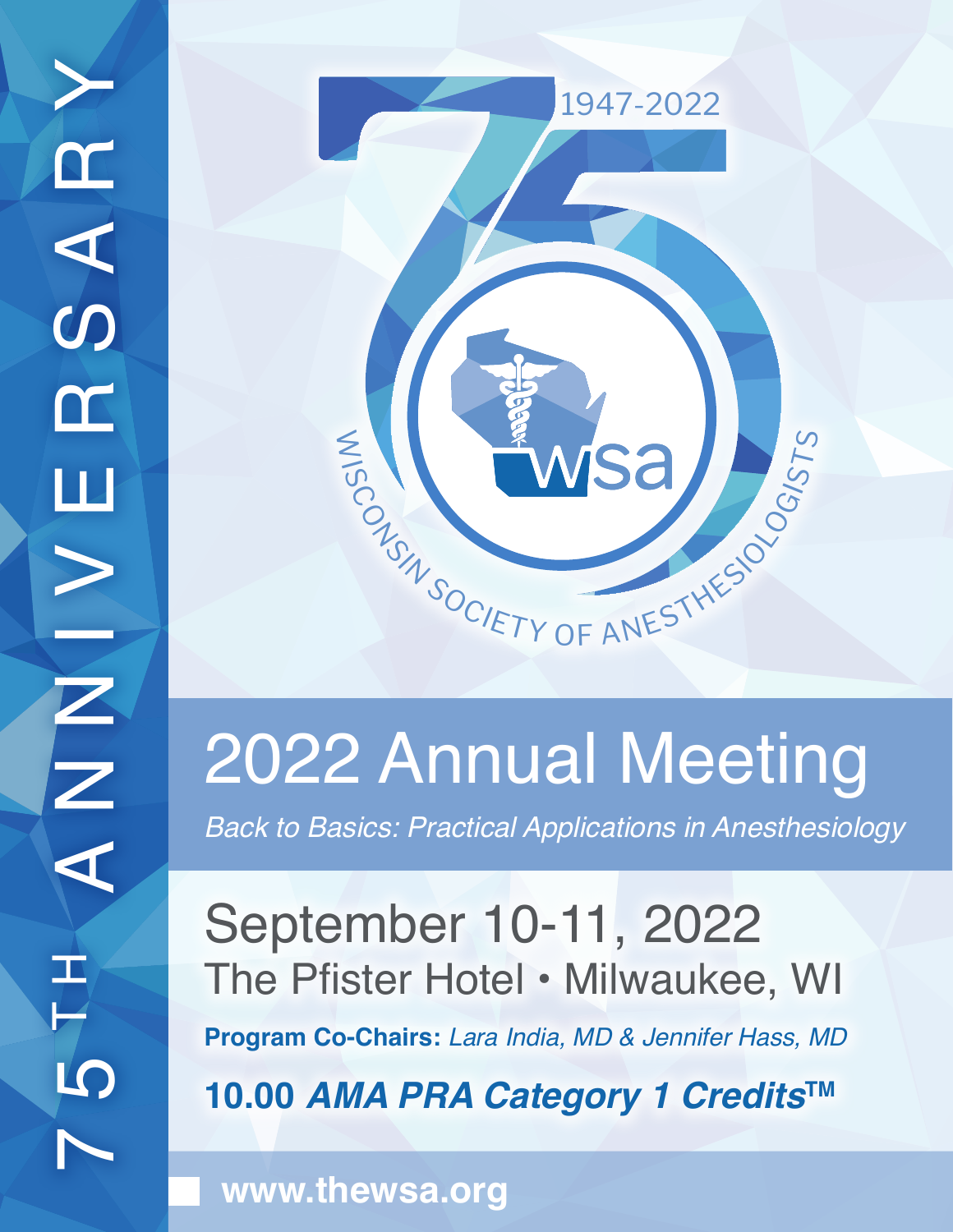75TH ANNIVERSARY

1947-2022

WISCONSIN SOCIETY OF ANESTHESIOLOGISTS

wsa

# 2022 Annual Meeting

*Back to Basics: Practical Applications in Anesthesiology*

## September 10-11, 2022

### The Pfister Hotel • Milwaukee, WI

**Program Co-Chairs:** *Lara India, MD & Jennifer Hass, MD*

**10.00 *AMA PRA Category 1 Credits™***

**www.thewsa.org**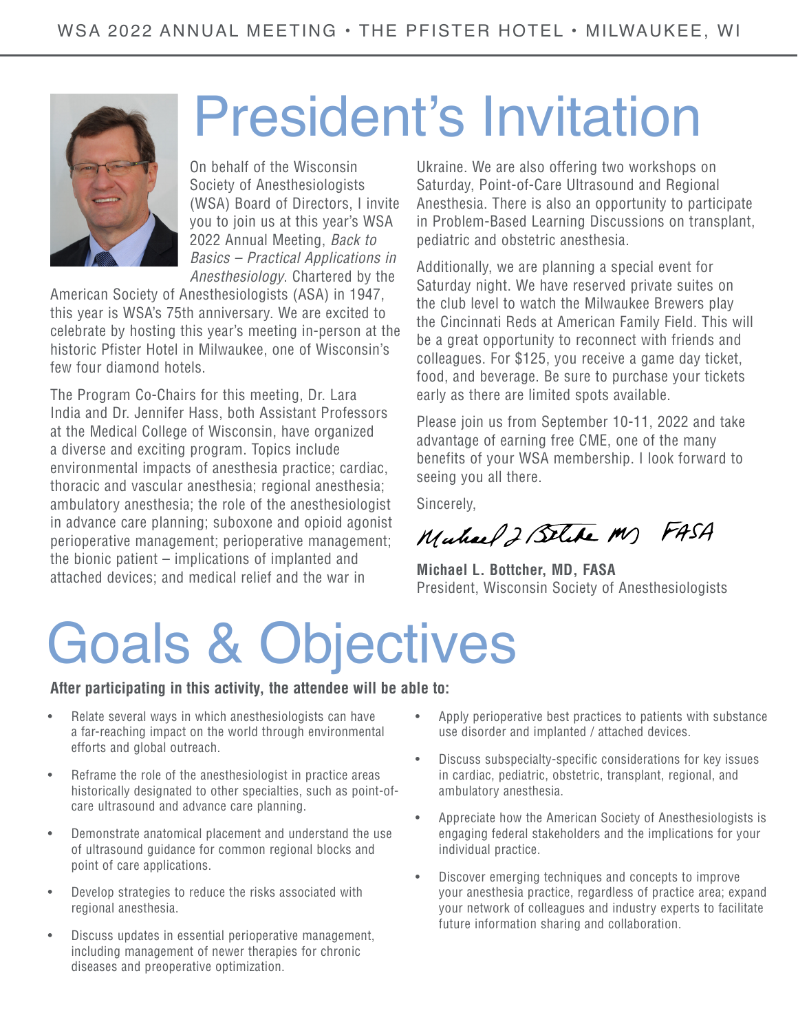# President's Invitation

On behalf of the Wisconsin Society of Anesthesiologists (WSA) Board of Directors, I invite you to join us at this year's WSA 2022 Annual Meeting, *Back to Basics – Practical Applications in Anesthesiology*. Chartered by the American Society of Anesthesiologists (ASA) in 1947, this year is WSA's 75th anniversary. We are excited to celebrate by hosting this year's meeting in-person at the historic Pfister Hotel in Milwaukee, one of Wisconsin's few four diamond hotels.

The Program Co-Chairs for this meeting, Dr. Lara India and Dr. Jennifer Hass, both Assistant Professors at the Medical College of Wisconsin, have organized a diverse and exciting program. Topics include environmental impacts of anesthesia practice; cardiac, thoracic and vascular anesthesia; regional anesthesia; ambulatory anesthesia; the role of the anesthesiologist in advance care planning; suboxone and opioid agonist perioperative management; perioperative management; the bionic patient – implications of implanted and attached devices; and medical relief and the war in Ukraine. We are also offering two workshops on Saturday, Point-of-Care Ultrasound and Regional Anesthesia. There is also an opportunity to participate in Problem-Based Learning Discussions on transplant, pediatric and obstetric anesthesia.

Additionally, we are planning a special event for Saturday night. We have reserved private suites on the club level to watch the Milwaukee Brewers play the Cincinnati Reds at American Family Field. This will be a great opportunity to reconnect with friends and colleagues. For $125, you receive a game day ticket, food, and beverage. Be sure to purchase your tickets early as there are limited spots available.

Please join us from September 10-11, 2022 and take advantage of earning free CME, one of the many benefits of your WSA membership. I look forward to seeing you all there.

Sincerely,

Michael L. Bottcher MD FASA

**Michael L. Bottcher, MD, FASA**
President, Wisconsin Society of Anesthesiologists

# Goals & Objectives

**After participating in this activity, the attendee will be able to:**

- Relate several ways in which anesthesiologists can have a far-reaching impact on the world through environmental efforts and global outreach.
- Reframe the role of the anesthesiologist in practice areas historically designated to other specialties, such as point-of-care ultrasound and advance care planning.
- Demonstrate anatomical placement and understand the use of ultrasound guidance for common regional blocks and point of care applications.
- Develop strategies to reduce the risks associated with regional anesthesia.
- Discuss updates in essential perioperative management, including management of newer therapies for chronic diseases and preoperative optimization.
- Apply perioperative best practices to patients with substance use disorder and implanted / attached devices.
- Discuss subspecialty-specific considerations for key issues in cardiac, pediatric, obstetric, transplant, regional, and ambulatory anesthesia.
- Appreciate how the American Society of Anesthesiologists is engaging federal stakeholders and the implications for your individual practice.
- Discover emerging techniques and concepts to improve your anesthesia practice, regardless of practice area; expand your network of colleagues and industry experts to facilitate future information sharing and collaboration.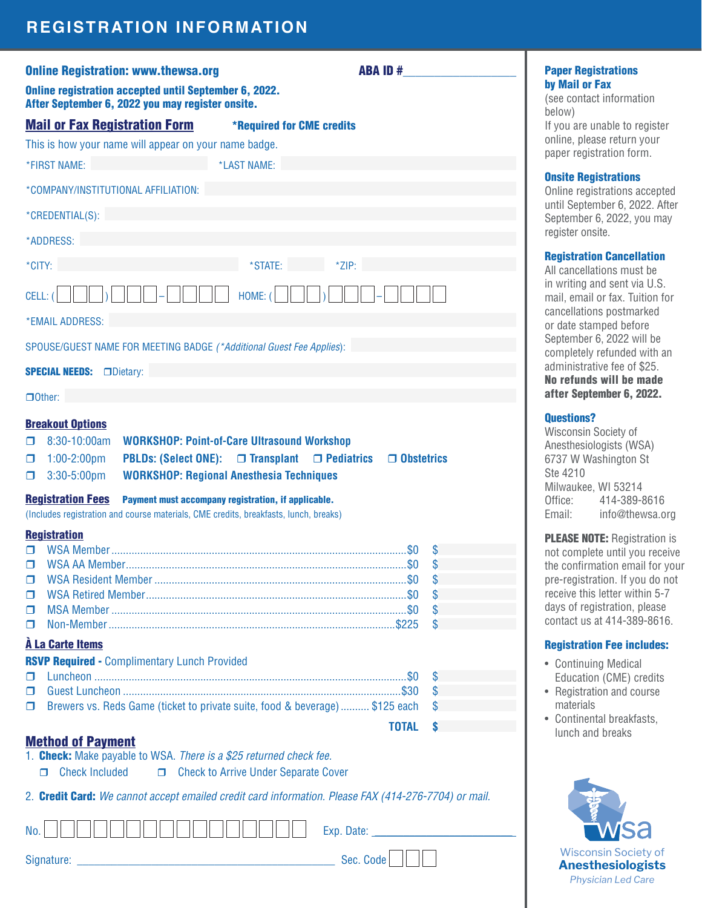# REGISTRATION INFORMATION

**Online Registration: www.thewsa.org** **ABA ID #**\_\_\_\_\_\_\_\_\_\_\_\_\_\_\_\_

**Online registration accepted until September 6, 2022.**
**After September 6, 2022 you may register onsite.**

## Mail or Fax Registration Form

**\*Required for CME credits**

This is how your name will appear on your name badge.

\*FIRST NAME: \_\_\_\_\_\_\_\_\_\_ \*LAST NAME: \_\_\_\_\_\_\_\_\_\_

\*COMPANY/INSTITUTIONAL AFFILIATION: \_\_\_\_\_\_\_\_\_\_

\*CREDENTIAL(S): \_\_\_\_\_\_\_\_\_\_

\*ADDRESS: \_\_\_\_\_\_\_\_\_\_

\*CITY: \_\_\_\_\_\_\_\_\_\_ \*STATE: \_\_\_\_\_ \*ZIP: \_\_\_\_\_

CELL: (\_\_\_) \_\_\_-\_\_\_\_ HOME: (\_\_\_) \_\_\_-\_\_\_\_

\*EMAIL ADDRESS: \_\_\_\_\_\_\_\_\_\_

SPOUSE/GUEST NAME FOR MEETING BADGE (*\*Additional Guest Fee Applies*): \_\_\_\_\_\_\_\_\_\_

**SPECIAL NEEDS:** ❒ Dietary: \_\_\_\_\_\_\_\_\_\_

❒ Other: \_\_\_\_\_\_\_\_\_\_

### Breakout Options

- ❒ 8:30-10:00am **WORKSHOP: Point-of-Care Ultrasound Workshop**
- ❒ 1:00-2:00pm **PBLDs: (Select ONE):** ❒ **Transplant** ❒ **Pediatrics** ❒ **Obstetrics**
- ❒ 3:30-5:00pm **WORKSHOP: Regional Anesthesia Techniques**

### Registration Fees

**Payment must accompany registration, if applicable.**

(Includes registration and course materials, CME credits, breakfasts, lunch, breaks)

### Registration

| | Item | Fee | Amount |
|---|---|---|---|
| ❒ | WSA Member | $0 | $ |
| ❒ | WSA AA Member | $0 | $ |
| ❒ | WSA Resident Member | $0 | $ |
| ❒ | WSA Retired Member | $0 | $ |
| ❒ | MSA Member | $0 | $ |
| ❒ | Non-Member | $225 | $ |

### À La Carte Items

**RSVP Required -** Complimentary Lunch Provided

| | Item | Fee | Amount |
|---|---|---|---|
| ❒ | Luncheon | $0 | $ |
| ❒ | Guest Luncheon | $30 | $ |
| ❒ | Brewers vs. Reds Game (ticket to private suite, food & beverage) | $125 each | $ |
| | | **TOTAL** | **$** |

### Method of Payment

1. **Check:** Make payable to WSA. *There is a $25 returned check fee.*
   ❒ Check Included ❒ Check to Arrive Under Separate Cover
2. **Credit Card:** *We cannot accept emailed credit card information. Please FAX (414-276-7704) or mail.*

No. \_\_\_\_\_\_\_\_\_\_\_\_\_\_\_\_ Exp. Date: \_\_\_\_\_\_\_\_\_\_

Signature: \_\_\_\_\_\_\_\_\_\_\_\_\_\_\_\_ Sec. Code \_\_\_

### Paper Registrations by Mail or Fax

(see contact information below)
If you are unable to register online, please return your paper registration form.

### Onsite Registrations

Online registrations accepted until September 6, 2022. After September 6, 2022, you may register onsite.

### Registration Cancellation

All cancellations must be in writing and sent via U.S. mail, email or fax. Tuition for cancellations postmarked or date stamped before September 6, 2022 will be completely refunded with an administrative fee of $25. **No refunds will be made after September 6, 2022.**

### Questions?

Wisconsin Society of Anesthesiologists (WSA)
6737 W Washington St
Ste 4210
Milwaukee, WI 53214
Office: 414-389-8616
Email: info@thewsa.org

**PLEASE NOTE:** Registration is not complete until you receive the confirmation email for your pre-registration. If you do not receive this letter within 5-7 days of registration, please contact us at 414-389-8616.

### Registration Fee includes:

- Continuing Medical Education (CME) credits
- Registration and course materials
- Continental breakfasts, lunch and breaks

Wisconsin Society of **Anesthesiologists**
*Physician Led Care*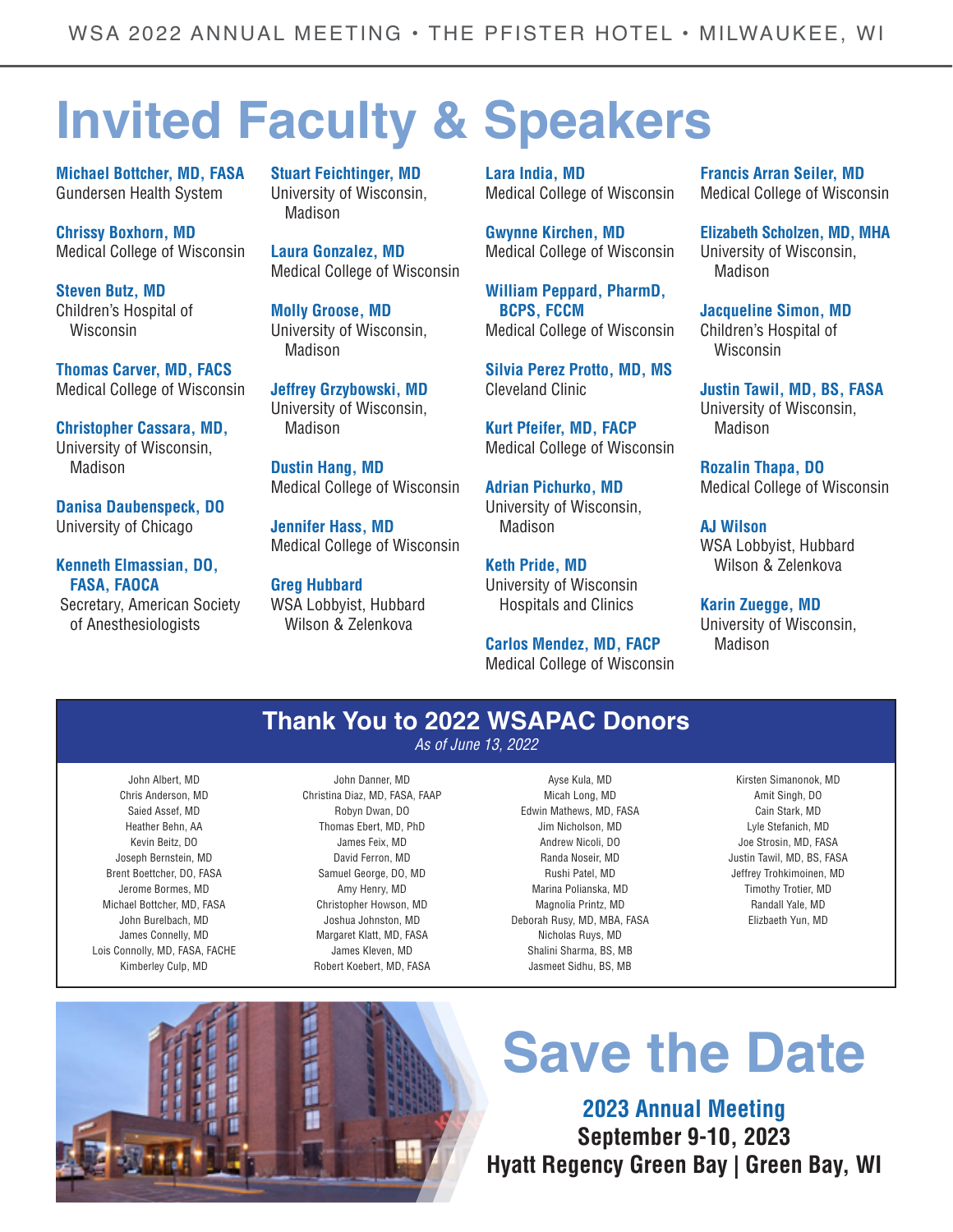# Invited Faculty & Speakers

**Michael Bottcher, MD, FASA**
Gundersen Health System

**Chrissy Boxhorn, MD**
Medical College of Wisconsin

**Steven Butz, MD**
Children's Hospital of Wisconsin

**Thomas Carver, MD, FACS**
Medical College of Wisconsin

**Christopher Cassara, MD,**
University of Wisconsin, Madison

**Danisa Daubenspeck, DO**
University of Chicago

**Kenneth Elmassian, DO, FASA, FAOCA**
Secretary, American Society of Anesthesiologists

**Stuart Feichtinger, MD**
University of Wisconsin, Madison

**Laura Gonzalez, MD**
Medical College of Wisconsin

**Molly Groose, MD**
University of Wisconsin, Madison

**Jeffrey Grzybowski, MD**
University of Wisconsin, Madison

**Dustin Hang, MD**
Medical College of Wisconsin

**Jennifer Hass, MD**
Medical College of Wisconsin

**Greg Hubbard**
WSA Lobbyist, Hubbard Wilson & Zelenkova

**Lara India, MD**
Medical College of Wisconsin

**Gwynne Kirchen, MD**
Medical College of Wisconsin

**William Peppard, PharmD, BCPS, FCCM**
Medical College of Wisconsin

**Silvia Perez Protto, MD, MS**
Cleveland Clinic

**Kurt Pfeifer, MD, FACP**
Medical College of Wisconsin

**Adrian Pichurko, MD**
University of Wisconsin, Madison

**Keth Pride, MD**
University of Wisconsin Hospitals and Clinics

**Carlos Mendez, MD, FACP**
Medical College of Wisconsin

**Francis Arran Seiler, MD**
Medical College of Wisconsin

**Elizabeth Scholzen, MD, MHA**
University of Wisconsin, Madison

**Jacqueline Simon, MD**
Children's Hospital of Wisconsin

**Justin Tawil, MD, BS, FASA**
University of Wisconsin, Madison

**Rozalin Thapa, DO**
Medical College of Wisconsin

**AJ Wilson**
WSA Lobbyist, Hubbard Wilson & Zelenkova

**Karin Zuegge, MD**
University of Wisconsin, Madison

## Thank You to 2022 WSAPAC Donors

*As of June 13, 2022*

John Albert, MD
Chris Anderson, MD
Saied Assef, MD
Heather Behn, AA
Kevin Beitz, DO
Joseph Bernstein, MD
Brent Boettcher, DO, FASA
Jerome Bormes, MD
Michael Bottcher, MD, FASA
John Burelbach, MD
James Connelly, MD
Lois Connolly, MD, FASA, FACHE
Kimberley Culp, MD
John Danner, MD
Christina Diaz, MD, FASA, FAAP
Robyn Dwan, DO
Thomas Ebert, MD, PhD
James Feix, MD
David Ferron, MD
Samuel George, DO, MD
Amy Henry, MD
Christopher Howson, MD
Joshua Johnston, MD
Margaret Klatt, MD, FASA
James Kleven, MD
Robert Koebert, MD, FASA
Ayse Kula, MD
Micah Long, MD
Edwin Mathews, MD, FASA
Jim Nicholson, MD
Andrew Nicoli, DO
Randa Noseir, MD
Rushi Patel, MD
Marina Polianska, MD
Magnolia Printz, MD
Deborah Rusy, MD, MBA, FASA
Nicholas Ruys, MD
Shalini Sharma, BS, MB
Jasmeet Sidhu, BS, MB
Kirsten Simanonok, MD
Amit Singh, DO
Cain Stark, MD
Lyle Stefanich, MD
Joe Strosin, MD, FASA
Justin Tawil, MD, BS, FASA
Jeffrey Trohkimoinen, MD
Timothy Trotier, MD
Randall Yale, MD
Elizbaeth Yun, MD

# Save the Date

**2023 Annual Meeting**
**September 9-10, 2023**
**Hyatt Regency Green Bay | Green Bay, WI**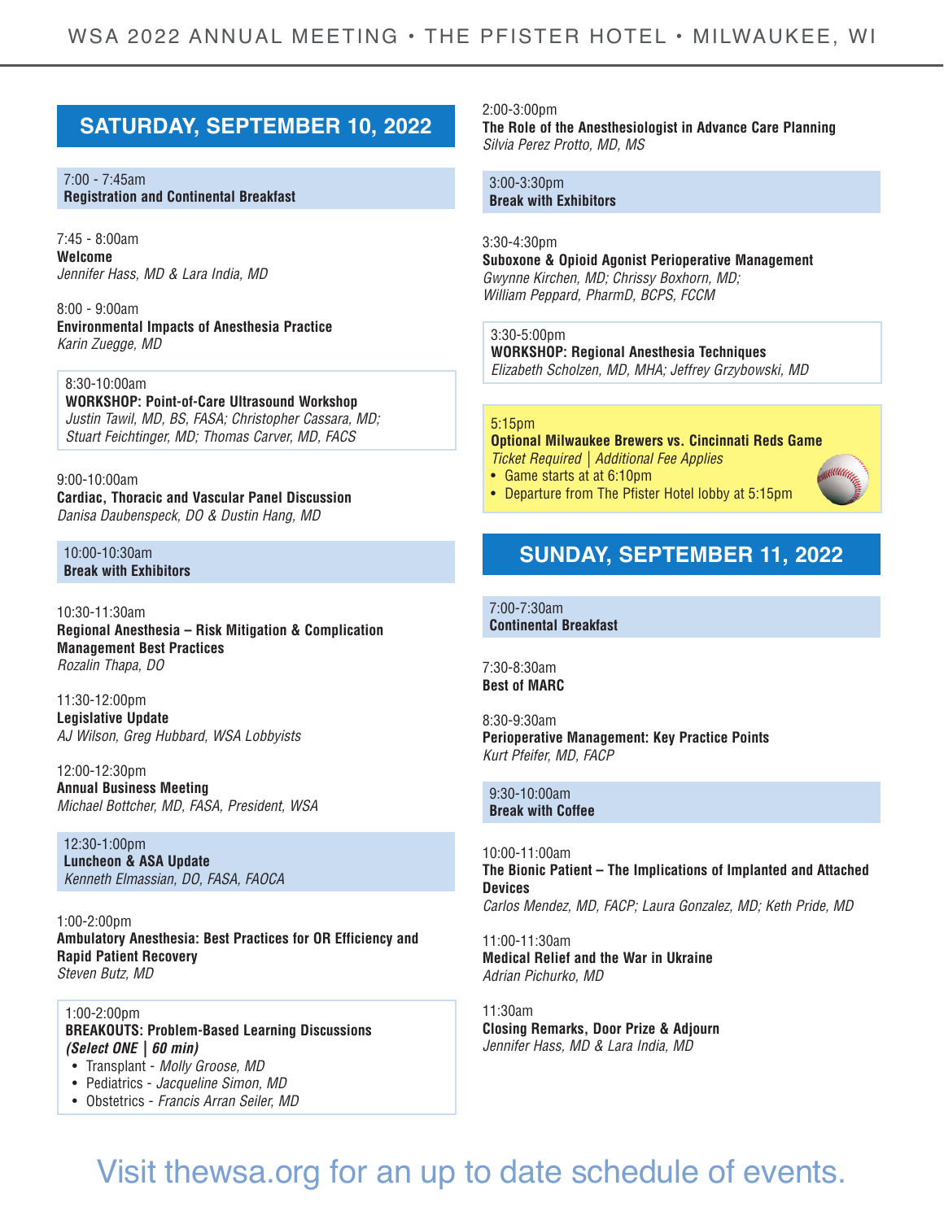## SATURDAY, SEPTEMBER 10, 2022

7:00 - 7:45am
**Registration and Continental Breakfast**

7:45 - 8:00am
**Welcome**
*Jennifer Hass, MD & Lara India, MD*

8:00 - 9:00am
**Environmental Impacts of Anesthesia Practice**
*Karin Zuegge, MD*

8:30-10:00am
**WORKSHOP: Point-of-Care Ultrasound Workshop**
*Justin Tawil, MD, BS, FASA; Christopher Cassara, MD; Stuart Feichtinger, MD; Thomas Carver, MD, FACS*

9:00-10:00am
**Cardiac, Thoracic and Vascular Panel Discussion**
*Danisa Daubenspeck, DO & Dustin Hang, MD*

10:00-10:30am
**Break with Exhibitors**

10:30-11:30am
**Regional Anesthesia – Risk Mitigation & Complication Management Best Practices**
*Rozalin Thapa, DO*

11:30-12:00pm
**Legislative Update**
*AJ Wilson, Greg Hubbard, WSA Lobbyists*

12:00-12:30pm
**Annual Business Meeting**
*Michael Bottcher, MD, FASA, President, WSA*

12:30-1:00pm
**Luncheon & ASA Update**
*Kenneth Elmassian, DO, FASA, FAOCA*

1:00-2:00pm
**Ambulatory Anesthesia: Best Practices for OR Efficiency and Rapid Patient Recovery**
*Steven Butz, MD*

1:00-2:00pm
**BREAKOUTS: Problem-Based Learning Discussions**
***(Select ONE | 60 min)***
- Transplant - *Molly Groose, MD*
- Pediatrics - *Jacqueline Simon, MD*
- Obstetrics - *Francis Arran Seiler, MD*

2:00-3:00pm
**The Role of the Anesthesiologist in Advance Care Planning**
*Silvia Perez Protto, MD, MS*

3:00-3:30pm
**Break with Exhibitors**

3:30-4:30pm
**Suboxone & Opioid Agonist Perioperative Management**
*Gwynne Kirchen, MD; Chrissy Boxhorn, MD; William Peppard, PharmD, BCPS, FCCM*

3:30-5:00pm
**WORKSHOP: Regional Anesthesia Techniques**
*Elizabeth Scholzen, MD, MHA; Jeffrey Grzybowski, MD*

5:15pm
**Optional Milwaukee Brewers vs. Cincinnati Reds Game**
*Ticket Required | Additional Fee Applies*
- Game starts at at 6:10pm
- Departure from The Pfister Hotel lobby at 5:15pm

## SUNDAY, SEPTEMBER 11, 2022

7:00-7:30am
**Continental Breakfast**

7:30-8:30am
**Best of MARC**

8:30-9:30am
**Perioperative Management: Key Practice Points**
*Kurt Pfeifer, MD, FACP*

9:30-10:00am
**Break with Coffee**

10:00-11:00am
**The Bionic Patient – The Implications of Implanted and Attached Devices**
*Carlos Mendez, MD, FACP; Laura Gonzalez, MD; Keth Pride, MD*

11:00-11:30am
**Medical Relief and the War in Ukraine**
*Adrian Pichurko, MD*

11:30am
**Closing Remarks, Door Prize & Adjourn**
*Jennifer Hass, MD & Lara India, MD*

Visit thewsa.org for an up to date schedule of events.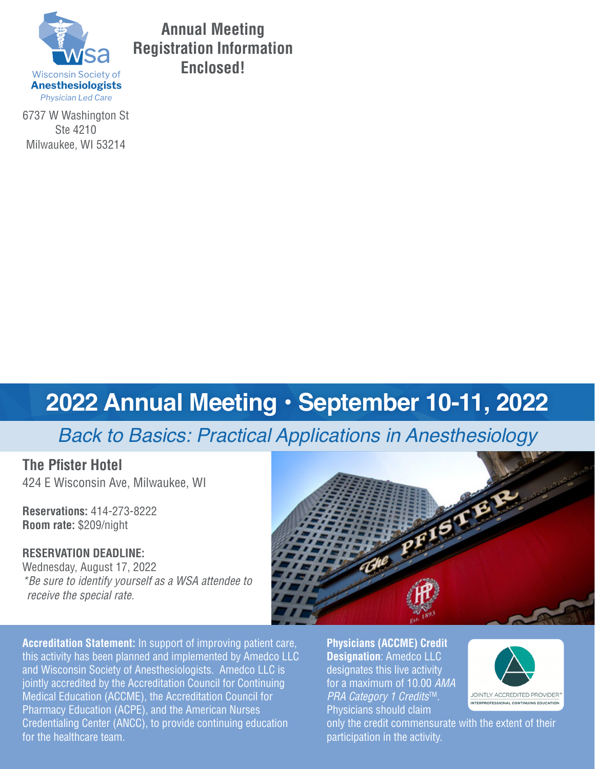Wisconsin Society of **Anesthesiologists**
*Physician Led Care*

6737 W Washington St
Ste 4210
Milwaukee, WI 53214

**Annual Meeting Registration Information Enclosed!**

# 2022 Annual Meeting • September 10-11, 2022

## *Back to Basics: Practical Applications in Anesthesiology*

**The Pfister Hotel**
424 E Wisconsin Ave, Milwaukee, WI

**Reservations:** 414-273-8222
**Room rate:** $209/night

**RESERVATION DEADLINE:**
Wednesday, August 17, 2022
*\*Be sure to identify yourself as a WSA attendee to receive the special rate.*

**Accreditation Statement:** In support of improving patient care, this activity has been planned and implemented by Amedco LLC and Wisconsin Society of Anesthesiologists. Amedco LLC is jointly accredited by the Accreditation Council for Continuing Medical Education (ACCME), the Accreditation Council for Pharmacy Education (ACPE), and the American Nurses Credentialing Center (ANCC), to provide continuing education for the healthcare team.

**Physicians (ACCME) Credit Designation**: Amedco LLC designates this live activity for a maximum of 10.00 *AMA PRA Category 1 Credits*™. Physicians should claim only the credit commensurate with the extent of their participation in the activity.

JOINTLY ACCREDITED PROVIDER™
INTERPROFESSIONAL CONTINUING EDUCATION